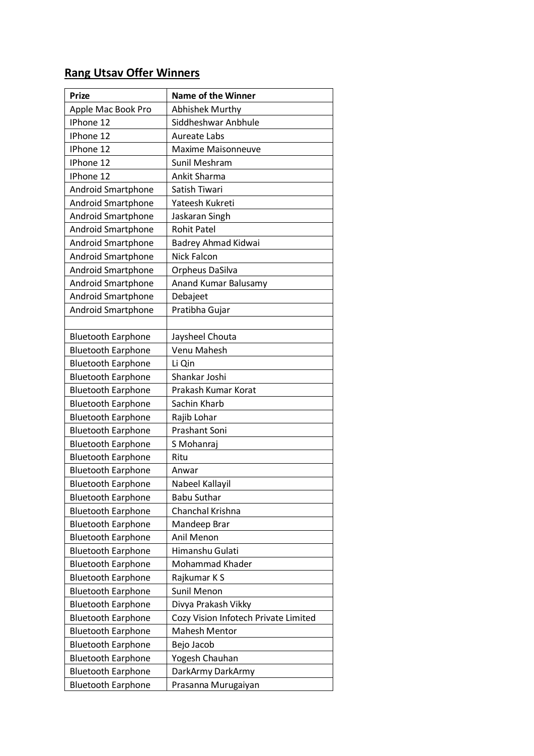## **Rang Utsav Offer Winners**

| Prize | Name of the Winner |
|---|---|
| Apple Mac Book Pro | Abhishek Murthy |
| IPhone 12 | Siddheshwar Anbhule |
| IPhone 12 | Aureate Labs |
| IPhone 12 | Maxime Maisonneuve |
| IPhone 12 | Sunil Meshram |
| IPhone 12 | Ankit Sharma |
| Android Smartphone | Satish Tiwari |
| Android Smartphone | Yateesh Kukreti |
| Android Smartphone | Jaskaran Singh |
| Android Smartphone | Rohit Patel |
| Android Smartphone | Badrey Ahmad Kidwai |
| Android Smartphone | Nick Falcon |
| Android Smartphone | Orpheus DaSilva |
| Android Smartphone | Anand Kumar Balusamy |
| Android Smartphone | Debajeet |
| Android Smartphone | Pratibha Gujar |
| | |
| Bluetooth Earphone | Jaysheel Chouta |
| Bluetooth Earphone | Venu Mahesh |
| Bluetooth Earphone | Li Qin |
| Bluetooth Earphone | Shankar Joshi |
| Bluetooth Earphone | Prakash Kumar Korat |
| Bluetooth Earphone | Sachin Kharb |
| Bluetooth Earphone | Rajib Lohar |
| Bluetooth Earphone | Prashant Soni |
| Bluetooth Earphone | S Mohanraj |
| Bluetooth Earphone | Ritu |
| Bluetooth Earphone | Anwar |
| Bluetooth Earphone | Nabeel Kallayil |
| Bluetooth Earphone | Babu Suthar |
| Bluetooth Earphone | Chanchal Krishna |
| Bluetooth Earphone | Mandeep Brar |
| Bluetooth Earphone | Anil Menon |
| Bluetooth Earphone | Himanshu Gulati |
| Bluetooth Earphone | Mohammad Khader |
| Bluetooth Earphone | Rajkumar K S |
| Bluetooth Earphone | Sunil Menon |
| Bluetooth Earphone | Divya Prakash Vikky |
| Bluetooth Earphone | Cozy Vision Infotech Private Limited |
| Bluetooth Earphone | Mahesh Mentor |
| Bluetooth Earphone | Bejo Jacob |
| Bluetooth Earphone | Yogesh Chauhan |
| Bluetooth Earphone | DarkArmy DarkArmy |
| Bluetooth Earphone | Prasanna Murugaiyan |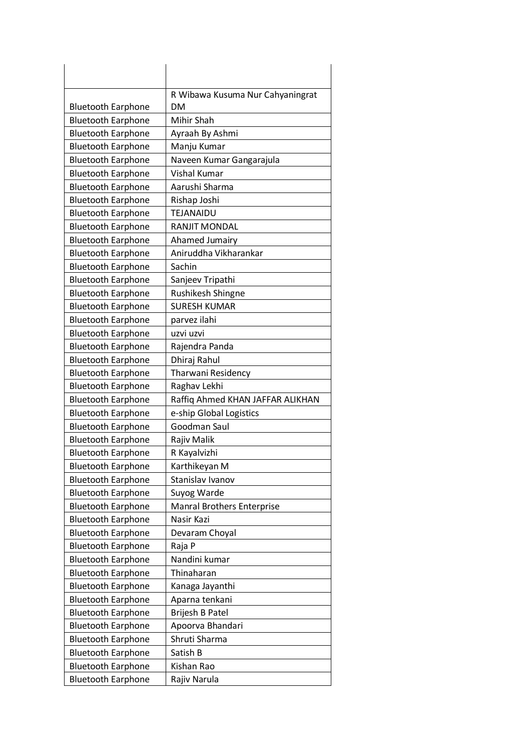| | |
|---|---|
| Bluetooth Earphone | R Wibawa Kusuma Nur Cahyaningrat DM |
| Bluetooth Earphone | Mihir Shah |
| Bluetooth Earphone | Ayraah By Ashmi |
| Bluetooth Earphone | Manju Kumar |
| Bluetooth Earphone | Naveen Kumar Gangarajula |
| Bluetooth Earphone | Vishal Kumar |
| Bluetooth Earphone | Aarushi Sharma |
| Bluetooth Earphone | Rishap Joshi |
| Bluetooth Earphone | TEJANAIDU |
| Bluetooth Earphone | RANJIT MONDAL |
| Bluetooth Earphone | Ahamed Jumairy |
| Bluetooth Earphone | Aniruddha Vikharankar |
| Bluetooth Earphone | Sachin |
| Bluetooth Earphone | Sanjeev Tripathi |
| Bluetooth Earphone | Rushikesh Shingne |
| Bluetooth Earphone | SURESH KUMAR |
| Bluetooth Earphone | parvez ilahi |
| Bluetooth Earphone | uzvi uzvi |
| Bluetooth Earphone | Rajendra Panda |
| Bluetooth Earphone | Dhiraj Rahul |
| Bluetooth Earphone | Tharwani Residency |
| Bluetooth Earphone | Raghav Lekhi |
| Bluetooth Earphone | Raffiq Ahmed KHAN JAFFAR ALIKHAN |
| Bluetooth Earphone | e-ship Global Logistics |
| Bluetooth Earphone | Goodman Saul |
| Bluetooth Earphone | Rajiv Malik |
| Bluetooth Earphone | R Kayalvizhi |
| Bluetooth Earphone | Karthikeyan M |
| Bluetooth Earphone | Stanislav Ivanov |
| Bluetooth Earphone | Suyog Warde |
| Bluetooth Earphone | Manral Brothers Enterprise |
| Bluetooth Earphone | Nasir Kazi |
| Bluetooth Earphone | Devaram Choyal |
| Bluetooth Earphone | Raja P |
| Bluetooth Earphone | Nandini kumar |
| Bluetooth Earphone | Thinaharan |
| Bluetooth Earphone | Kanaga Jayanthi |
| Bluetooth Earphone | Aparna tenkani |
| Bluetooth Earphone | Brijesh B Patel |
| Bluetooth Earphone | Apoorva Bhandari |
| Bluetooth Earphone | Shruti Sharma |
| Bluetooth Earphone | Satish B |
| Bluetooth Earphone | Kishan Rao |
| Bluetooth Earphone | Rajiv Narula |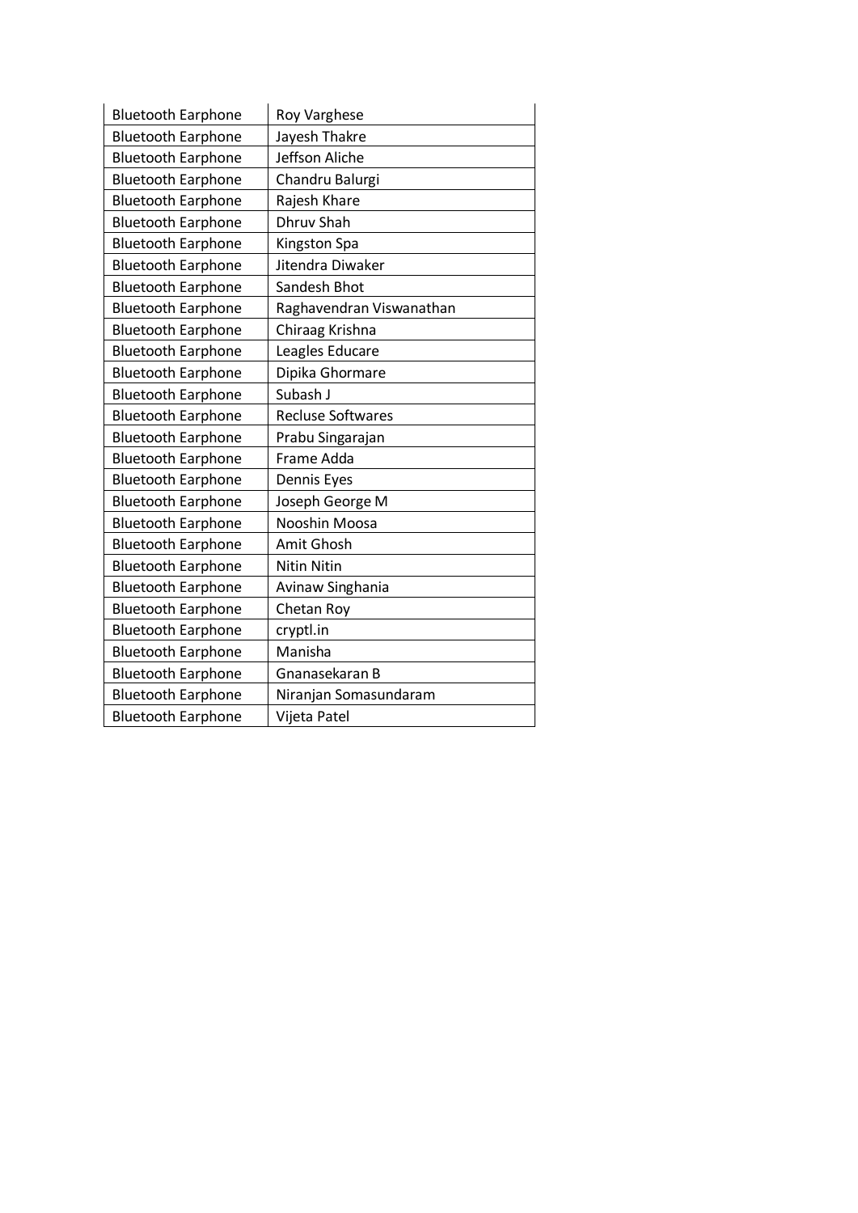| | |
|---|---|
| Bluetooth Earphone | Roy Varghese |
| Bluetooth Earphone | Jayesh Thakre |
| Bluetooth Earphone | Jeffson Aliche |
| Bluetooth Earphone | Chandru Balurgi |
| Bluetooth Earphone | Rajesh Khare |
| Bluetooth Earphone | Dhruv Shah |
| Bluetooth Earphone | Kingston Spa |
| Bluetooth Earphone | Jitendra Diwaker |
| Bluetooth Earphone | Sandesh Bhot |
| Bluetooth Earphone | Raghavendran Viswanathan |
| Bluetooth Earphone | Chiraag Krishna |
| Bluetooth Earphone | Leagles Educare |
| Bluetooth Earphone | Dipika Ghormare |
| Bluetooth Earphone | Subash J |
| Bluetooth Earphone | Recluse Softwares |
| Bluetooth Earphone | Prabu Singarajan |
| Bluetooth Earphone | Frame Adda |
| Bluetooth Earphone | Dennis Eyes |
| Bluetooth Earphone | Joseph George M |
| Bluetooth Earphone | Nooshin Moosa |
| Bluetooth Earphone | Amit Ghosh |
| Bluetooth Earphone | Nitin Nitin |
| Bluetooth Earphone | Avinaw Singhania |
| Bluetooth Earphone | Chetan Roy |
| Bluetooth Earphone | cryptl.in |
| Bluetooth Earphone | Manisha |
| Bluetooth Earphone | Gnanasekaran B |
| Bluetooth Earphone | Niranjan Somasundaram |
| Bluetooth Earphone | Vijeta Patel |